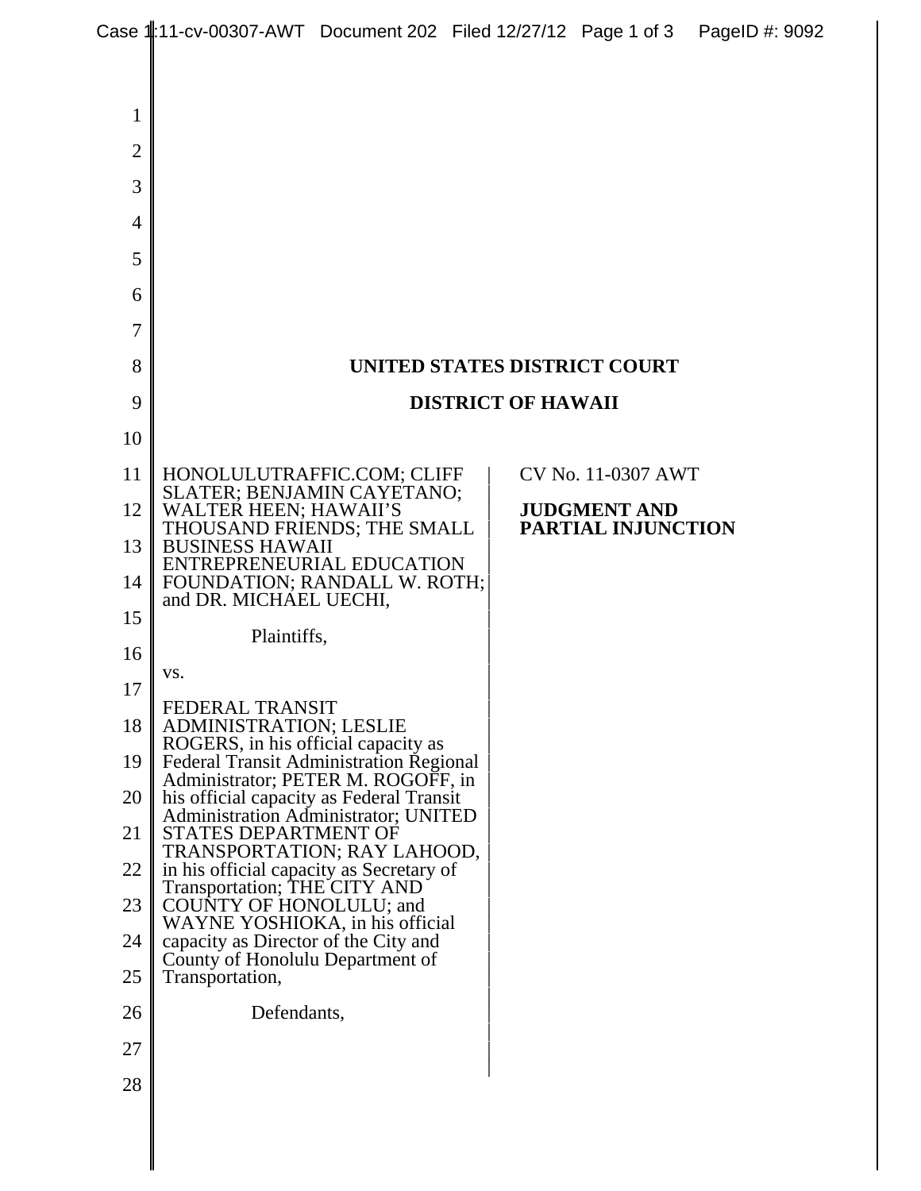# UNITED STATES DISTRICT COURT

# DISTRICT OF HAWAII

| | |
|---|---|
| HONOLULUTRAFFIC.COM; CLIFF SLATER; BENJAMIN CAYETANO; WALTER HEEN; HAWAII'S THOUSAND FRIENDS; THE SMALL BUSINESS HAWAII ENTREPRENEURIAL EDUCATION FOUNDATION; RANDALL W. ROTH; and DR. MICHAEL UECHI,<br><br>Plaintiffs,<br><br>vs.<br><br>FEDERAL TRANSIT ADMINISTRATION; LESLIE ROGERS, in his official capacity as Federal Transit Administration Regional Administrator; PETER M. ROGOFF, in his official capacity as Federal Transit Administration Administrator; UNITED STATES DEPARTMENT OF TRANSPORTATION; RAY LAHOOD, in his official capacity as Secretary of Transportation; THE CITY AND COUNTY OF HONOLULU; and WAYNE YOSHIOKA, in his official capacity as Director of the City and County of Honolulu Department of Transportation,<br><br>Defendants, | CV No. 11-0307 AWT<br><br>**JUDGMENT AND PARTIAL INJUNCTION** |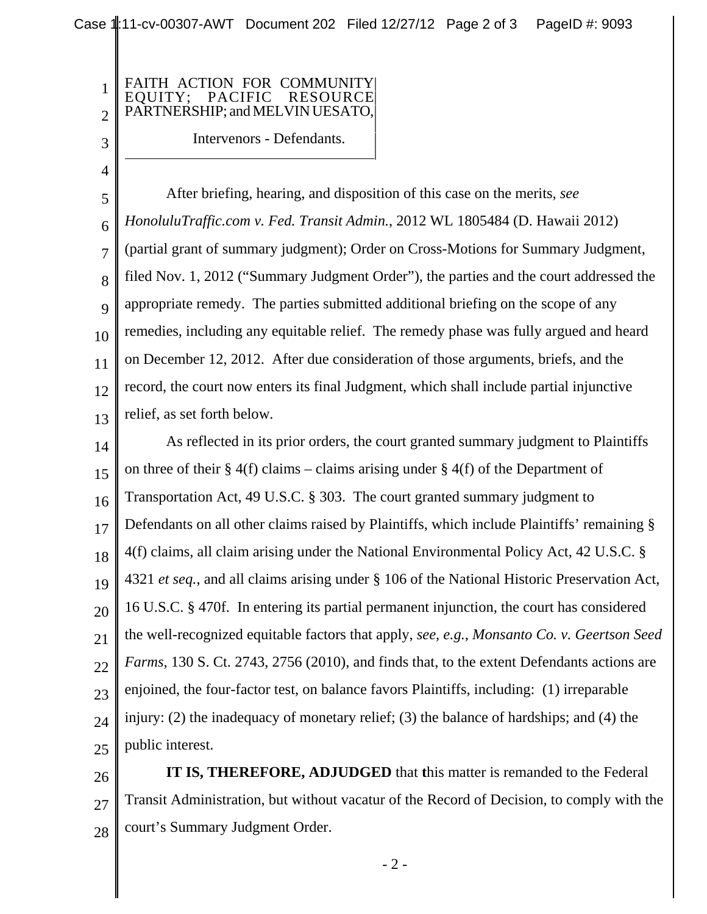FAITH ACTION FOR COMMUNITY EQUITY; PACIFIC RESOURCE PARTNERSHIP; and MELVIN UESATO,

Intervenors - Defendants.

After briefing, hearing, and disposition of this case on the merits, *see HonoluluTraffic.com v. Fed. Transit Admin.*, 2012 WL 1805484 (D. Hawaii 2012) (partial grant of summary judgment); Order on Cross-Motions for Summary Judgment, filed Nov. 1, 2012 ("Summary Judgment Order"), the parties and the court addressed the appropriate remedy. The parties submitted additional briefing on the scope of any remedies, including any equitable relief. The remedy phase was fully argued and heard on December 12, 2012. After due consideration of those arguments, briefs, and the record, the court now enters its final Judgment, which shall include partial injunctive relief, as set forth below.

As reflected in its prior orders, the court granted summary judgment to Plaintiffs on three of their § 4(f) claims – claims arising under § 4(f) of the Department of Transportation Act, 49 U.S.C. § 303. The court granted summary judgment to Defendants on all other claims raised by Plaintiffs, which include Plaintiffs' remaining § 4(f) claims, all claim arising under the National Environmental Policy Act, 42 U.S.C. § 4321 *et seq.*, and all claims arising under § 106 of the National Historic Preservation Act, 16 U.S.C. § 470f. In entering its partial permanent injunction, the court has considered the well-recognized equitable factors that apply, *see, e.g., Monsanto Co. v. Geertson Seed Farms*, 130 S. Ct. 2743, 2756 (2010), and finds that, to the extent Defendants actions are enjoined, the four-factor test, on balance favors Plaintiffs, including: (1) irreparable injury: (2) the inadequacy of monetary relief; (3) the balance of hardships; and (4) the public interest.

**IT IS, THEREFORE, ADJUDGED** that **t**his matter is remanded to the Federal Transit Administration, but without vacatur of the Record of Decision, to comply with the court's Summary Judgment Order.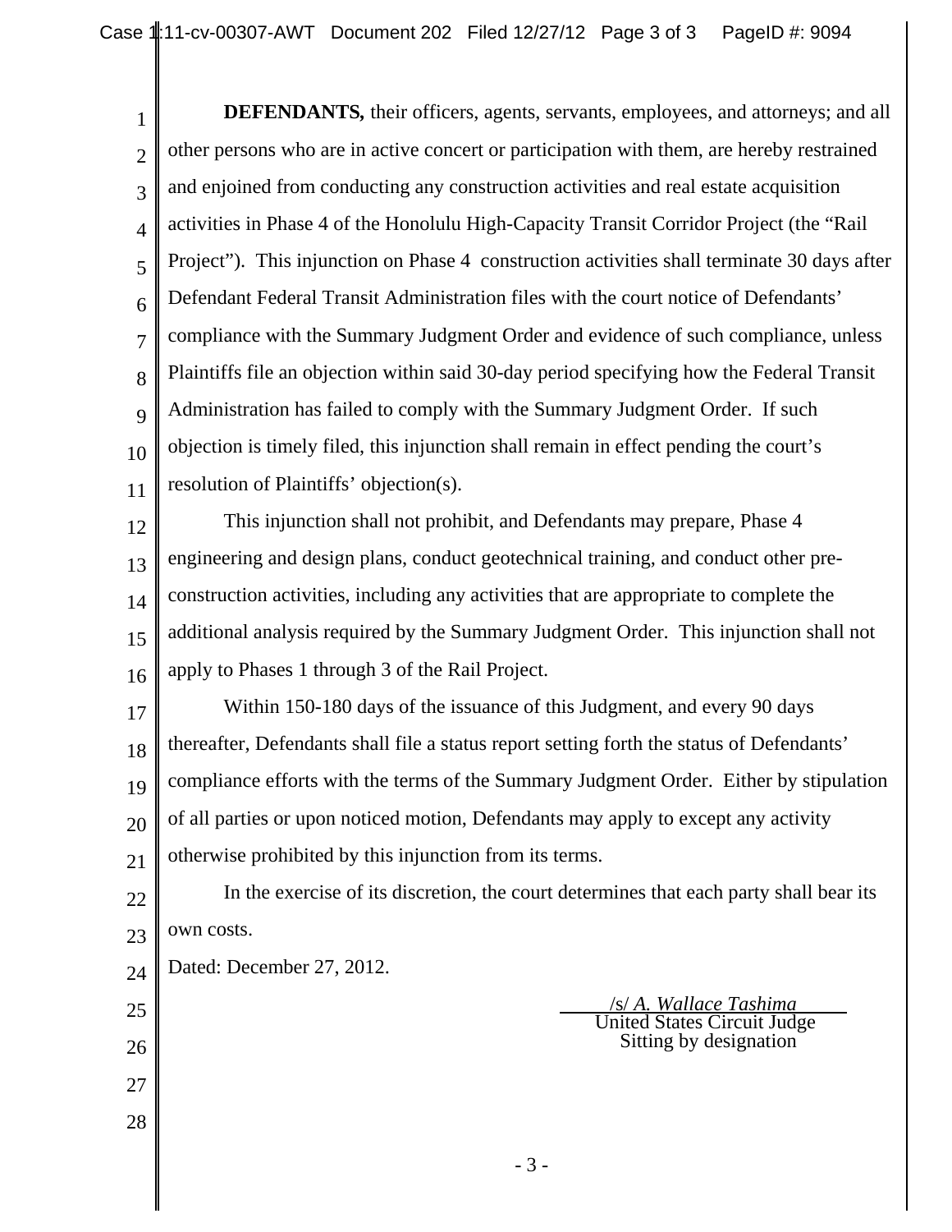**DEFENDANTS,** their officers, agents, servants, employees, and attorneys; and all other persons who are in active concert or participation with them, are hereby restrained and enjoined from conducting any construction activities and real estate acquisition activities in Phase 4 of the Honolulu High-Capacity Transit Corridor Project (the "Rail Project"). This injunction on Phase 4 construction activities shall terminate 30 days after Defendant Federal Transit Administration files with the court notice of Defendants' compliance with the Summary Judgment Order and evidence of such compliance, unless Plaintiffs file an objection within said 30-day period specifying how the Federal Transit Administration has failed to comply with the Summary Judgment Order. If such objection is timely filed, this injunction shall remain in effect pending the court's resolution of Plaintiffs' objection(s).

This injunction shall not prohibit, and Defendants may prepare, Phase 4 engineering and design plans, conduct geotechnical training, and conduct other pre-construction activities, including any activities that are appropriate to complete the additional analysis required by the Summary Judgment Order. This injunction shall not apply to Phases 1 through 3 of the Rail Project.

Within 150-180 days of the issuance of this Judgment, and every 90 days thereafter, Defendants shall file a status report setting forth the status of Defendants' compliance efforts with the terms of the Summary Judgment Order. Either by stipulation of all parties or upon noticed motion, Defendants may apply to except any activity otherwise prohibited by this injunction from its terms.

In the exercise of its discretion, the court determines that each party shall bear its own costs.

Dated: December 27, 2012.

/s/ *A. Wallace Tashima*
United States Circuit Judge
Sitting by designation